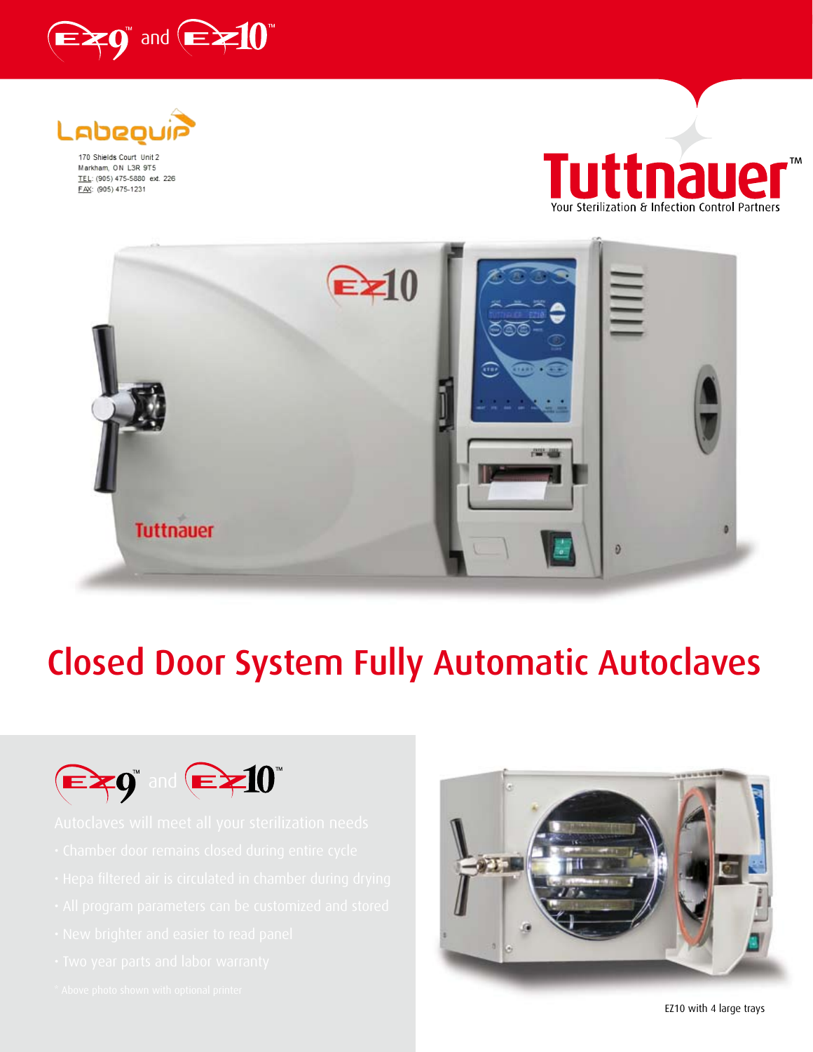# EZ9™ and EZ10™

Labequip

170 Shields Court Unit 2
Markham, ON L3R 9T5
TEL: (905) 475-5880 ext. 226
FAX: (905) 475-1231

Tuttnauer™
Your Sterilization & Infection Control Partners

# Closed Door System Fully Automatic Autoclaves

## EZ9™ and EZ10™

Autoclaves will meet all your sterilization needs

- Chamber door remains closed during entire cycle
- Hepa filtered air is circulated in chamber during drying
- All program parameters can be customized and stored
- New brighter and easier to read panel
- Two year parts and labor warranty

\* Above photo shown with optional printer

EZ10 with 4 large trays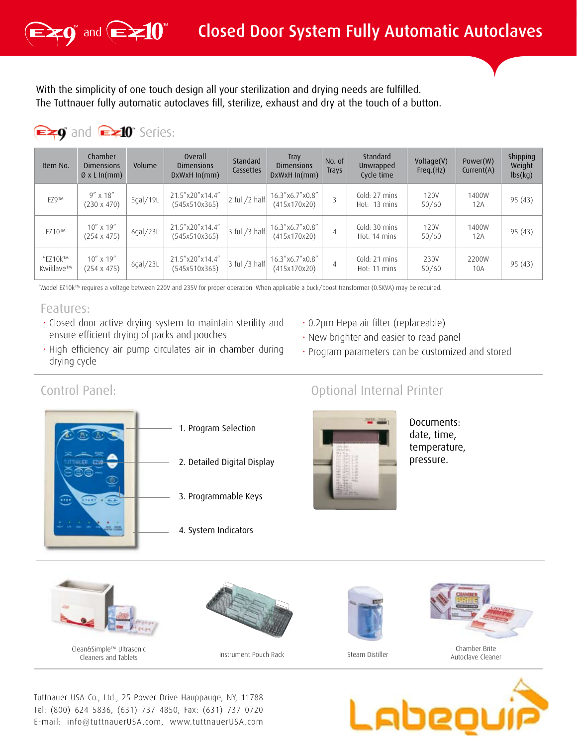# EZ9™ and EZ10™ Closed Door System Fully Automatic Autoclaves

With the simplicity of one touch design all your sterilization and drying needs are fulfilled.
The Tuttnauer fully automatic autoclaves fill, sterilize, exhaust and dry at the touch of a button.

## EZ9 and EZ10 Series:

| Item No. | Chamber Dimensions Ø x L In(mm) | Volume | Overall Dimensions DxWxH In(mm) | Standard Cassettes | Tray Dimensions DxWxH In(mm) | No. of Trays | Standard Unwrapped Cycle time | Voltage(V) Freq.(Hz) | Power(W) Current(A) | Shipping Weight lbs(kg) |
|---|---|---|---|---|---|---|---|---|---|---|
| EZ9™ | 9″ x 18″ (230 x 470) | 5gal/19L | 21.5″x20″x14.4″ (545x510x365) | 2 full/2 half | 16.3″x6.7″x0.8″ (415x170x20) | 3 | Cold: 27 mins Hot: 13 mins | 120V 50/60 | 1400W 12A | 95 (43) |
| EZ10™ | 10″ x 19″ (254 x 475) | 6gal/23L | 21.5″x20″x14.4″ (545x510x365) | 3 full/3 half | 16.3″x6.7″x0.8″ (415x170x20) | 4 | Cold: 30 mins Hot: 14 mins | 120V 50/60 | 1400W 12A | 95 (43) |
| *EZ10k™ Kwiklave™ | 10″ x 19″ (254 x 475) | 6gal/23L | 21.5″x20″x14.4″ (545x510x365) | 3 full/3 half | 16.3″x6.7″x0.8″ (415x170x20) | 4 | Cold: 21 mins Hot: 11 mins | 230V 50/60 | 2200W 10A | 95 (43) |

*Model EZ10k™ requires a voltage between 220V and 235V for proper operation. When applicable a buck/boost transformer (0.5KVA) may be required.

## Features:

- Closed door active drying system to maintain sterility and ensure efficient drying of packs and pouches
- High efficiency air pump circulates air in chamber during drying cycle
- 0.2µm Hepa air filter (replaceable)
- New brighter and easier to read panel
- Program parameters can be customized and stored

## Control Panel:

1. Program Selection
2. Detailed Digital Display
3. Programmable Keys
4. System Indicators

## Optional Internal Printer

Documents: date, time, temperature, pressure.

Clean&Simple™ Ultrasonic Cleaners and Tablets

Instrument Pouch Rack

Steam Distiller

Chamber Brite Autoclave Cleaner

Tuttnauer USA Co., Ltd., 25 Power Drive Hauppauge, NY, 11788
Tel: (800) 624 5836, (631) 737 4850, Fax: (631) 737 0720
E-mail: info@tuttnauerUSA.com, www.tuttnauerUSA.com

Labequip